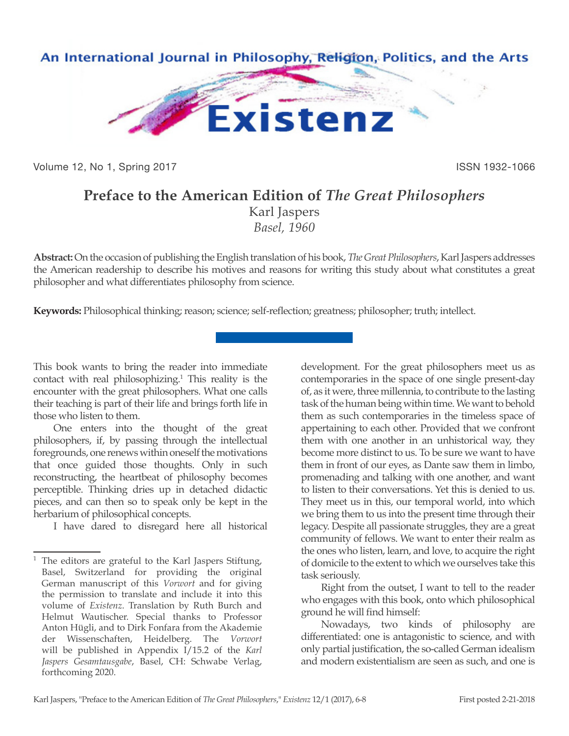# Preface to the American Edition of *The Great Philosophers*

Karl Jaspers

*Basel, 1960*

**Abstract:** On the occasion of publishing the English translation of his book, *The Great Philosophers*, Karl Jaspers addresses the American readership to describe his motives and reasons for writing this study about what constitutes a great philosopher and what differentiates philosophy from science.

**Keywords:** Philosophical thinking; reason; science; self-reflection; greatness; philosopher; truth; intellect.

---

This book wants to bring the reader into immediate contact with real philosophizing.[1] This reality is the encounter with the great philosophers. What one calls their teaching is part of their life and brings forth life in those who listen to them.

One enters into the thought of the great philosophers, if, by passing through the intellectual foregrounds, one renews within oneself the motivations that once guided those thoughts. Only in such reconstructing, the heartbeat of philosophy becomes perceptible. Thinking dries up in detached didactic pieces, and can then so to speak only be kept in the herbarium of philosophical concepts.

I have dared to disregard here all historical development. For the great philosophers meet us as contemporaries in the space of one single present-day of, as it were, three millennia, to contribute to the lasting task of the human being within time. We want to behold them as such contemporaries in the timeless space of appertaining to each other. Provided that we confront them with one another in an unhistorical way, they become more distinct to us. To be sure we want to have them in front of our eyes, as Dante saw them in limbo, promenading and talking with one another, and want to listen to their conversations. Yet this is denied to us. They meet us in this, our temporal world, into which we bring them to us into the present time through their legacy. Despite all passionate struggles, they are a great community of fellows. We want to enter their realm as the ones who listen, learn, and love, to acquire the right of domicile to the extent to which we ourselves take this task seriously.

Right from the outset, I want to tell to the reader who engages with this book, onto which philosophical ground he will find himself:

Nowadays, two kinds of philosophy are differentiated: one is antagonistic to science, and with only partial justification, the so-called German idealism and modern existentialism are seen as such, and one is

---

[1] The editors are grateful to the Karl Jaspers Stiftung, Basel, Switzerland for providing the original German manuscript of this *Vorwort* and for giving the permission to translate and include it into this volume of *Existenz*. Translation by Ruth Burch and Helmut Wautischer. Special thanks to Professor Anton Hügli, and to Dirk Fonfara from the Akademie der Wissenschaften, Heidelberg. The *Vorwort* will be published in Appendix I/15.2 of the *Karl Jaspers Gesamtausgabe*, Basel, CH: Schwabe Verlag, forthcoming 2020.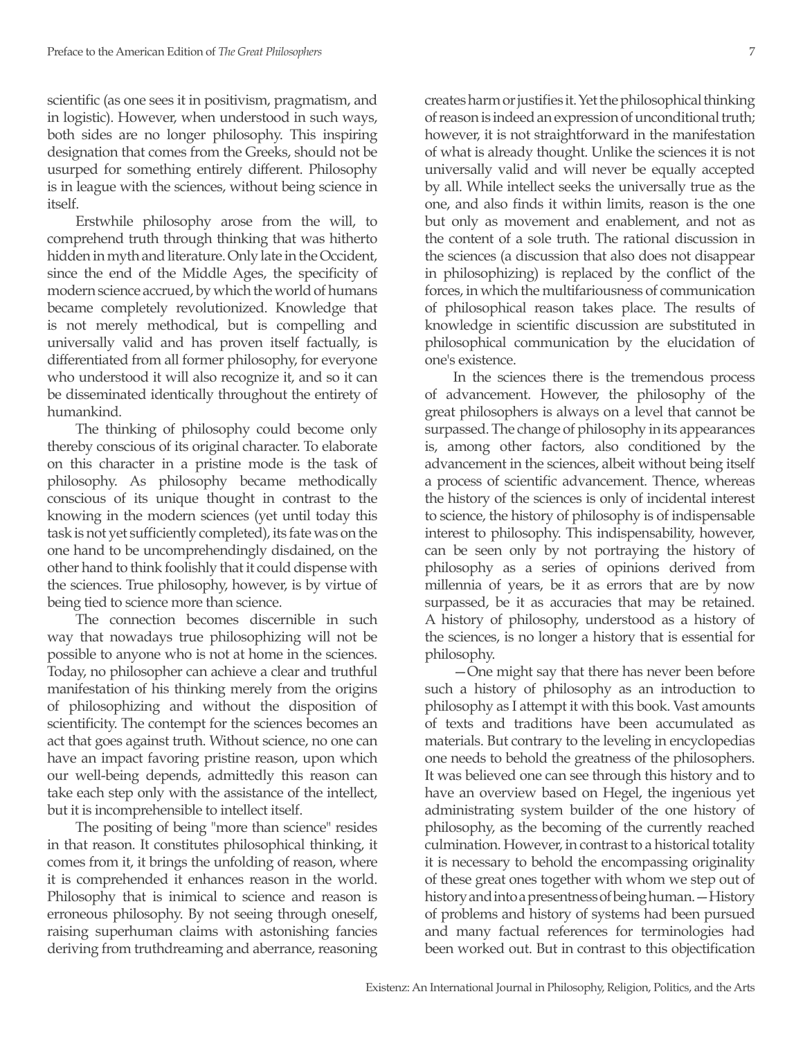scientific (as one sees it in positivism, pragmatism, and in logistic). However, when understood in such ways, both sides are no longer philosophy. This inspiring designation that comes from the Greeks, should not be usurped for something entirely different. Philosophy is in league with the sciences, without being science in itself.

Erstwhile philosophy arose from the will, to comprehend truth through thinking that was hitherto hidden in myth and literature. Only late in the Occident, since the end of the Middle Ages, the specificity of modern science accrued, by which the world of humans became completely revolutionized. Knowledge that is not merely methodical, but is compelling and universally valid and has proven itself factually, is differentiated from all former philosophy, for everyone who understood it will also recognize it, and so it can be disseminated identically throughout the entirety of humankind.

The thinking of philosophy could become only thereby conscious of its original character. To elaborate on this character in a pristine mode is the task of philosophy. As philosophy became methodically conscious of its unique thought in contrast to the knowing in the modern sciences (yet until today this task is not yet sufficiently completed), its fate was on the one hand to be uncomprehendingly disdained, on the other hand to think foolishly that it could dispense with the sciences. True philosophy, however, is by virtue of being tied to science more than science.

The connection becomes discernible in such way that nowadays true philosophizing will not be possible to anyone who is not at home in the sciences. Today, no philosopher can achieve a clear and truthful manifestation of his thinking merely from the origins of philosophizing and without the disposition of scientificity. The contempt for the sciences becomes an act that goes against truth. Without science, no one can have an impact favoring pristine reason, upon which our well-being depends, admittedly this reason can take each step only with the assistance of the intellect, but it is incomprehensible to intellect itself.

The positing of being "more than science" resides in that reason. It constitutes philosophical thinking, it comes from it, it brings the unfolding of reason, where it is comprehended it enhances reason in the world. Philosophy that is inimical to science and reason is erroneous philosophy. By not seeing through oneself, raising superhuman claims with astonishing fancies deriving from truthdreaming and aberrance, reasoning creates harm or justifies it. Yet the philosophical thinking of reason is indeed an expression of unconditional truth; however, it is not straightforward in the manifestation of what is already thought. Unlike the sciences it is not universally valid and will never be equally accepted by all. While intellect seeks the universally true as the one, and also finds it within limits, reason is the one but only as movement and enablement, and not as the content of a sole truth. The rational discussion in the sciences (a discussion that also does not disappear in philosophizing) is replaced by the conflict of the forces, in which the multifariousness of communication of philosophical reason takes place. The results of knowledge in scientific discussion are substituted in philosophical communication by the elucidation of one's existence.

In the sciences there is the tremendous process of advancement. However, the philosophy of the great philosophers is always on a level that cannot be surpassed. The change of philosophy in its appearances is, among other factors, also conditioned by the advancement in the sciences, albeit without being itself a process of scientific advancement. Thence, whereas the history of the sciences is only of incidental interest to science, the history of philosophy is of indispensable interest to philosophy. This indispensability, however, can be seen only by not portraying the history of philosophy as a series of opinions derived from millennia of years, be it as errors that are by now surpassed, be it as accuracies that may be retained. A history of philosophy, understood as a history of the sciences, is no longer a history that is essential for philosophy.

—One might say that there has never been before such a history of philosophy as an introduction to philosophy as I attempt it with this book. Vast amounts of texts and traditions have been accumulated as materials. But contrary to the leveling in encyclopedias one needs to behold the greatness of the philosophers. It was believed one can see through this history and to have an overview based on Hegel, the ingenious yet administrating system builder of the one history of philosophy, as the becoming of the currently reached culmination. However, in contrast to a historical totality it is necessary to behold the encompassing originality of these great ones together with whom we step out of history and into a presentness of being human.—History of problems and history of systems had been pursued and many factual references for terminologies had been worked out. But in contrast to this objectification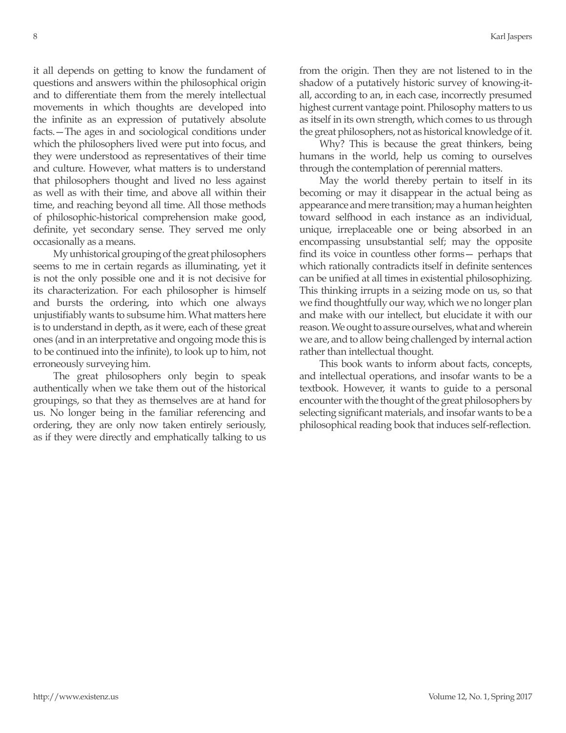it all depends on getting to know the fundament of questions and answers within the philosophical origin and to differentiate them from the merely intellectual movements in which thoughts are developed into the infinite as an expression of putatively absolute facts.—The ages in and sociological conditions under which the philosophers lived were put into focus, and they were understood as representatives of their time and culture. However, what matters is to understand that philosophers thought and lived no less against as well as with their time, and above all within their time, and reaching beyond all time. All those methods of philosophic-historical comprehension make good, definite, yet secondary sense. They served me only occasionally as a means.

My unhistorical grouping of the great philosophers seems to me in certain regards as illuminating, yet it is not the only possible one and it is not decisive for its characterization. For each philosopher is himself and bursts the ordering, into which one always unjustifiably wants to subsume him. What matters here is to understand in depth, as it were, each of these great ones (and in an interpretative and ongoing mode this is to be continued into the infinite), to look up to him, not erroneously surveying him.

The great philosophers only begin to speak authentically when we take them out of the historical groupings, so that they as themselves are at hand for us. No longer being in the familiar referencing and ordering, they are only now taken entirely seriously, as if they were directly and emphatically talking to us from the origin. Then they are not listened to in the shadow of a putatively historic survey of knowing-it-all, according to an, in each case, incorrectly presumed highest current vantage point. Philosophy matters to us as itself in its own strength, which comes to us through the great philosophers, not as historical knowledge of it.

Why? This is because the great thinkers, being humans in the world, help us coming to ourselves through the contemplation of perennial matters.

May the world thereby pertain to itself in its becoming or may it disappear in the actual being as appearance and mere transition; may a human heighten toward selfhood in each instance as an individual, unique, irreplaceable one or being absorbed in an encompassing unsubstantial self; may the opposite find its voice in countless other forms— perhaps that which rationally contradicts itself in definite sentences can be unified at all times in existential philosophizing. This thinking irrupts in a seizing mode on us, so that we find thoughtfully our way, which we no longer plan and make with our intellect, but elucidate it with our reason. We ought to assure ourselves, what and wherein we are, and to allow being challenged by internal action rather than intellectual thought.

This book wants to inform about facts, concepts, and intellectual operations, and insofar wants to be a textbook. However, it wants to guide to a personal encounter with the thought of the great philosophers by selecting significant materials, and insofar wants to be a philosophical reading book that induces self-reflection.